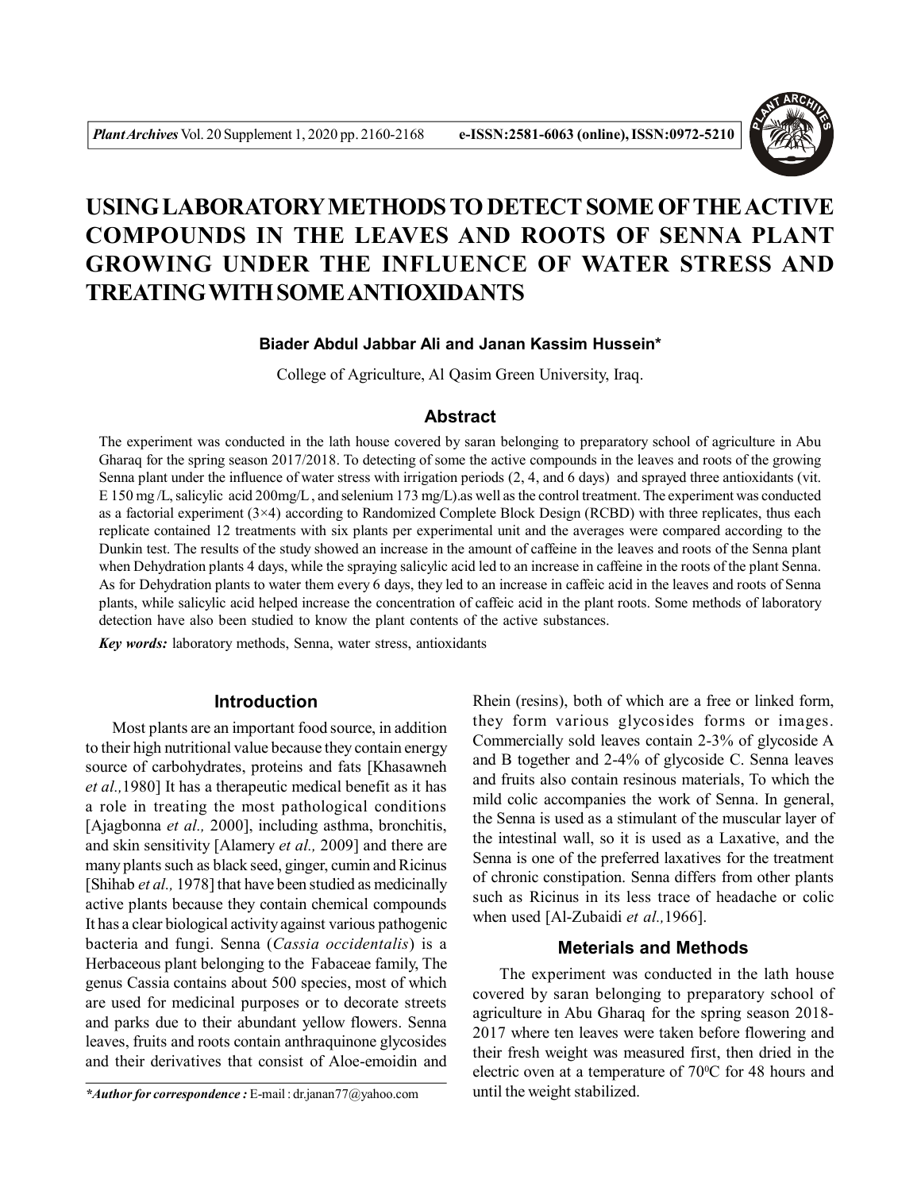# USING LABORATORY METHODS TO DETECT SOME OF THE ACTIVE COMPOUNDS IN THE LEAVES AND ROOTS OF SENNA PLANT GROWING UNDER THE INFLUENCE OF WATER STRESS AND TREATING WITH SOME ANTIOXIDANTS

**Biader Abdul Jabbar Ali and Janan Kassim Hussein***

College of Agriculture, Al Qasim Green University, Iraq.

## Abstract

The experiment was conducted in the lath house covered by saran belonging to preparatory school of agriculture in Abu Gharaq for the spring season 2017/2018. To detecting of some the active compounds in the leaves and roots of the growing Senna plant under the influence of water stress with irrigation periods (2, 4, and 6 days) and sprayed three antioxidants (vit. E 150 mg /L, salicylic acid 200mg/L , and selenium 173 mg/L).as well as the control treatment. The experiment was conducted as a factorial experiment (3×4) according to Randomized Complete Block Design (RCBD) with three replicates, thus each replicate contained 12 treatments with six plants per experimental unit and the averages were compared according to the Dunkin test. The results of the study showed an increase in the amount of caffeine in the leaves and roots of the Senna plant when Dehydration plants 4 days, while the spraying salicylic acid led to an increase in caffeine in the roots of the plant Senna. As for Dehydration plants to water them every 6 days, they led to an increase in caffeic acid in the leaves and roots of Senna plants, while salicylic acid helped increase the concentration of caffeic acid in the plant roots. Some methods of laboratory detection have also been studied to know the plant contents of the active substances.

***Key words:*** laboratory methods, Senna, water stress, antioxidants

## Introduction

Most plants are an important food source, in addition to their high nutritional value because they contain energy source of carbohydrates, proteins and fats [Khasawneh *et al.,*1980] It has a therapeutic medical benefit as it has a role in treating the most pathological conditions [Ajagbonna *et al.,* 2000], including asthma, bronchitis, and skin sensitivity [Alamery *et al.,* 2009] and there are many plants such as black seed, ginger, cumin and Ricinus [Shihab *et al.,* 1978] that have been studied as medicinally active plants because they contain chemical compounds It has a clear biological activity against various pathogenic bacteria and fungi. Senna (*Cassia occidentalis*) is a Herbaceous plant belonging to the Fabaceae family, The genus Cassia contains about 500 species, most of which are used for medicinal purposes or to decorate streets and parks due to their abundant yellow flowers. Senna leaves, fruits and roots contain anthraquinone glycosides and their derivatives that consist of Aloe-emoidin and Rhein (resins), both of which are a free or linked form, they form various glycosides forms or images. Commercially sold leaves contain 2-3% of glycoside A and B together and 2-4% of glycoside C. Senna leaves and fruits also contain resinous materials, To which the mild colic accompanies the work of Senna. In general, the Senna is used as a stimulant of the muscular layer of the intestinal wall, so it is used as a Laxative, and the Senna is one of the preferred laxatives for the treatment of chronic constipation. Senna differs from other plants such as Ricinus in its less trace of headache or colic when used [Al-Zubaidi *et al.,*1966].

## Meterials and Methods

The experiment was conducted in the lath house covered by saran belonging to preparatory school of agriculture in Abu Gharaq for the spring season 2018-2017 where ten leaves were taken before flowering and their fresh weight was measured first, then dried in the electric oven at a temperature of $70^{0}C$ for 48 hours and until the weight stabilized.

****Author for correspondence :*** E-mail : dr.janan77@yahoo.com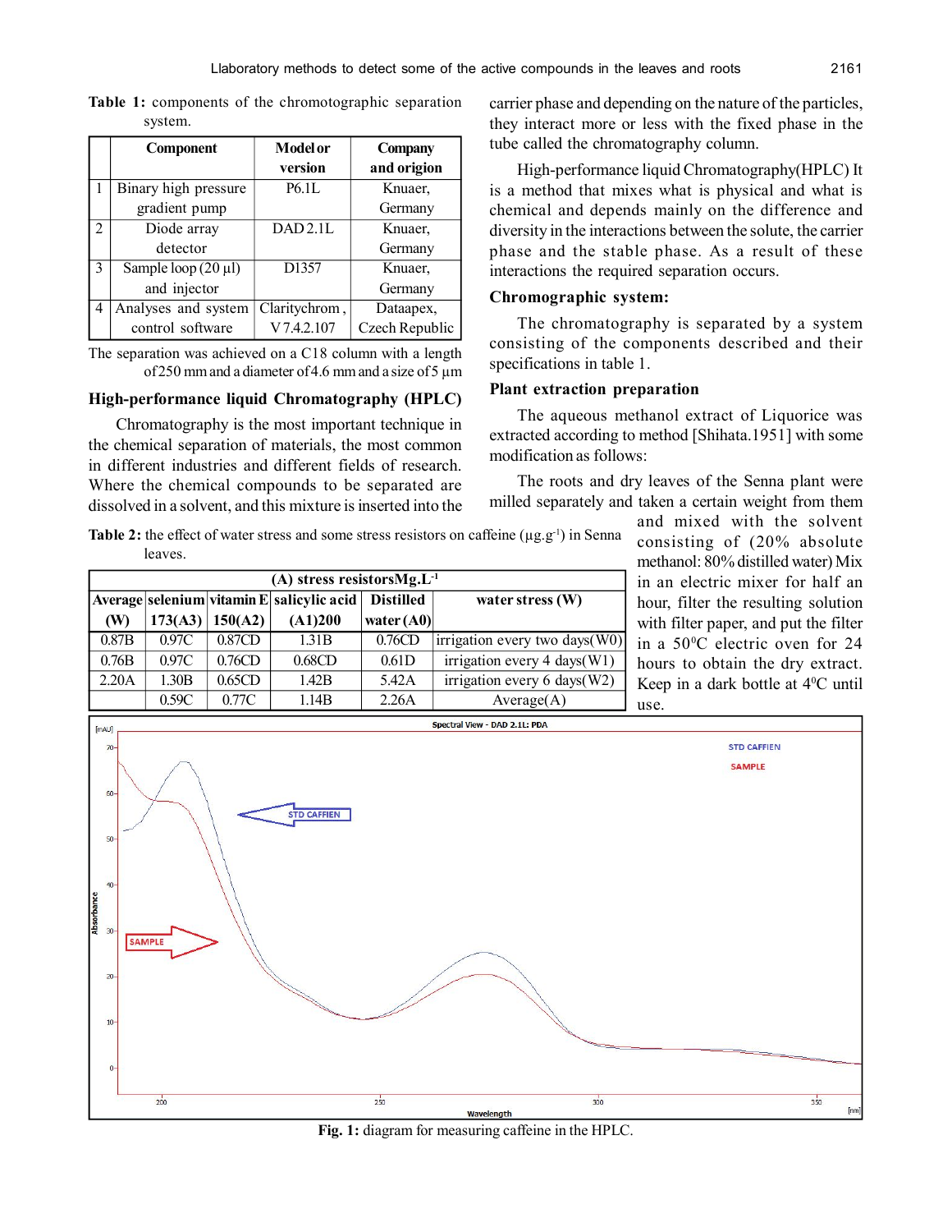**Table 1:** components of the chromotographic separation system.

| | Component | Model or version | Company and origion |
|---|---|---|---|
| 1 | Binary high pressure gradient pump | P6.1L | Knuaer, Germany |
| 2 | Diode array detector | DAD 2.1L | Knuaer, Germany |
| 3 | Sample loop (20 µl) and injector | D1357 | Knuaer, Germany |
| 4 | Analyses and system control software | Claritychrom, V 7.4.2.107 | Dataapex, Czech Republic |

The separation was achieved on a C18 column with a length of 250 mm and a diameter of 4.6 mm and a size of 5 µm

## High-performance liquid Chromatography (HPLC)

Chromatography is the most important technique in the chemical separation of materials, the most common in different industries and different fields of research. Where the chemical compounds to be separated are dissolved in a solvent, and this mixture is inserted into the carrier phase and depending on the nature of the particles, they interact more or less with the fixed phase in the tube called the chromatography column.

High-performance liquid Chromatography(HPLC) It is a method that mixes what is physical and what is chemical and depends mainly on the difference and diversity in the interactions between the solute, the carrier phase and the stable phase. As a result of these interactions the required separation occurs.

## Chromographic system:

The chromatography is separated by a system consisting of the components described and their specifications in table 1.

## Plant extraction preparation

The aqueous methanol extract of Liquorice was extracted according to method [Shihata.1951] with some modification as follows:

The roots and dry leaves of the Senna plant were milled separately and taken a certain weight from them and mixed with the solvent consisting of (20% absolute methanol: 80% distilled water) Mix in an electric mixer for half an hour, filter the resulting solution with filter paper, and put the filter in a $50^0$C electric oven for 24 hours to obtain the dry extract. Keep in a dark bottle at $4^0$C until use.

**Table 2:** the effect of water stress and some stress resistors on caffeine ($\mu g.g^{-1}$) in Senna leaves.

| (A) stress resistorsMg.L$^{-1}$ | | | | | |
|---|---|---|---|---|---|
| Average (W) | selenium 173(A3) | vitamin E 150(A2) | salicylic acid (A1)200 | Distilled water (A0) | water stress (W) |
| 0.87B | 0.97C | 0.87CD | 1.31B | 0.76CD | irrigation every two days(W0) |
| 0.76B | 0.97C | 0.76CD | 0.68CD | 0.61D | irrigation every 4 days(W1) |
| 2.20A | 1.30B | 0.65CD | 1.42B | 5.42A | irrigation every 6 days(W2) |
| | 0.59C | 0.77C | 1.14B | 2.26A | Average(A) |

**Fig. 1:** diagram for measuring caffeine in the HPLC.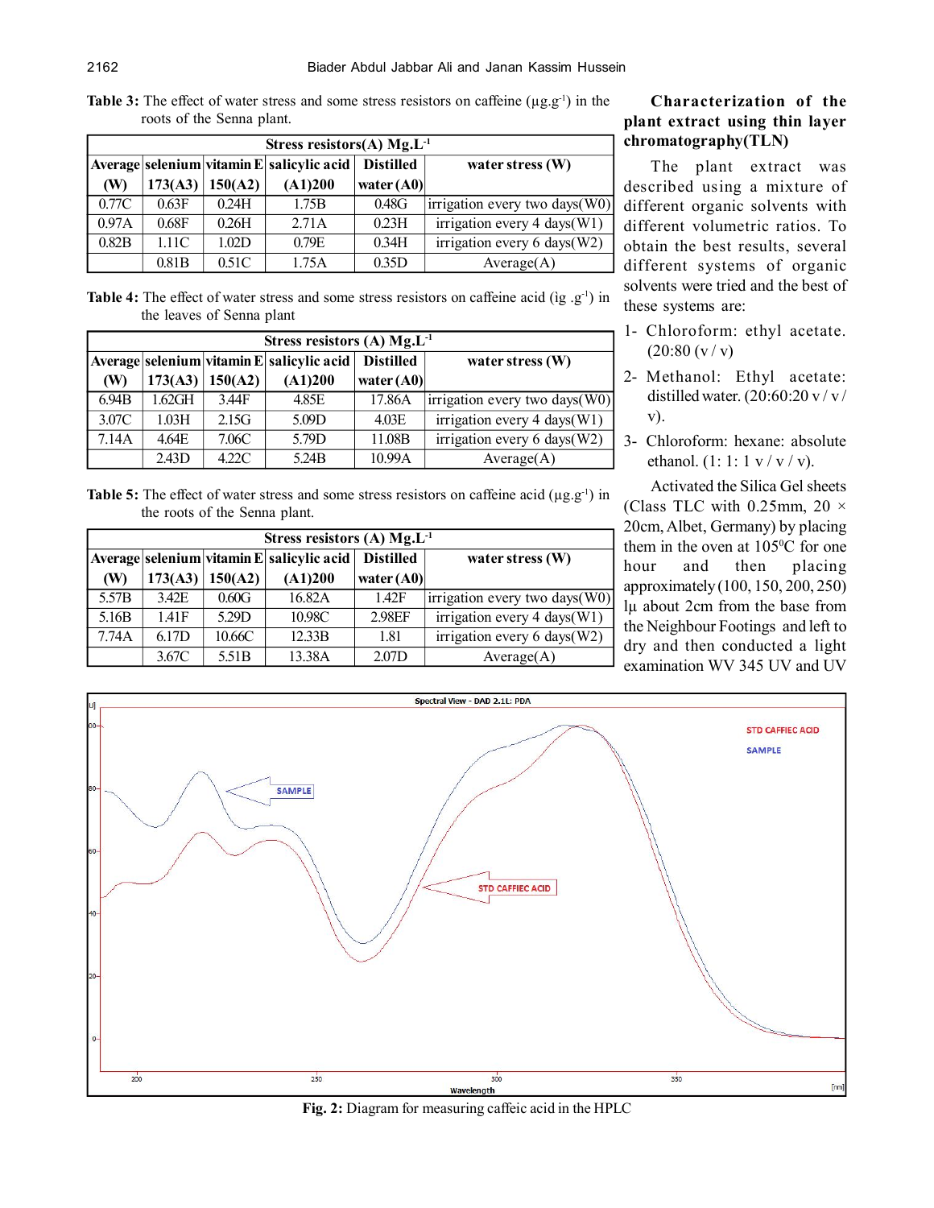**Table 3:** The effect of water stress and some stress resistors on caffeine (μg.g-1) in the roots of the Senna plant.

| Stress resistors(A) Mg.L-1 | | | | | |
|---|---|---|---|---|---|
| Average (W) | selenium 173(A3) | vitamin E 150(A2) | salicylic acid (A1)200 | Distilled water (A0) | water stress (W) |
| 0.77C | 0.63F | 0.24H | 1.75B | 0.48G | irrigation every two days(W0) |
| 0.97A | 0.68F | 0.26H | 2.71A | 0.23H | irrigation every 4 days(W1) |
| 0.82B | 1.11C | 1.02D | 0.79E | 0.34H | irrigation every 6 days(W2) |
| | 0.81B | 0.51C | 1.75A | 0.35D | Average(A) |

**Table 4:** The effect of water stress and some stress resistors on caffeine acid (ig .g-1) in the leaves of Senna plant

| Stress resistors (A) Mg.L-1 | | | | | |
|---|---|---|---|---|---|
| Average (W) | selenium 173(A3) | vitamin E 150(A2) | salicylic acid (A1)200 | Distilled water (A0) | water stress (W) |
| 6.94B | 1.62GH | 3.44F | 4.85E | 17.86A | irrigation every two days(W0) |
| 3.07C | 1.03H | 2.15G | 5.09D | 4.03E | irrigation every 4 days(W1) |
| 7.14A | 4.64E | 7.06C | 5.79D | 11.08B | irrigation every 6 days(W2) |
| | 2.43D | 4.22C | 5.24B | 10.99A | Average(A) |

**Table 5:** The effect of water stress and some stress resistors on caffeine acid (μg.g-1) in the roots of the Senna plant.

| Stress resistors (A) Mg.L-1 | | | | | |
|---|---|---|---|---|---|
| Average (W) | selenium 173(A3) | vitamin E 150(A2) | salicylic acid (A1)200 | Distilled water (A0) | water stress (W) |
| 5.57B | 3.42E | 0.60G | 16.82A | 1.42F | irrigation every two days(W0) |
| 5.16B | 1.41F | 5.29D | 10.98C | 2.98EF | irrigation every 4 days(W1) |
| 7.74A | 6.17D | 10.66C | 12.33B | 1.81 | irrigation every 6 days(W2) |
| | 3.67C | 5.51B | 13.38A | 2.07D | Average(A) |

### Characterization of the plant extract using thin layer chromatography(TLN)

The plant extract was described using a mixture of different organic solvents with different volumetric ratios. To obtain the best results, several different systems of organic solvents were tried and the best of these systems are:

1- Chloroform: ethyl acetate. (20:80 (v / v)
2- Methanol: Ethyl acetate: distilled water. (20:60:20 v / v / v).
3- Chloroform: hexane: absolute ethanol. (1: 1: 1 v / v / v).

Activated the Silica Gel sheets (Class TLC with 0.25mm, 20 × 20cm, Albet, Germany) by placing them in the oven at 105°C for one hour and then placing approximately (100, 150, 200, 250) lμ about 2cm from the base from the Neighbour Footings and left to dry and then conducted a light examination WV 345 UV and UV

**Fig. 2:** Diagram for measuring caffeic acid in the HPLC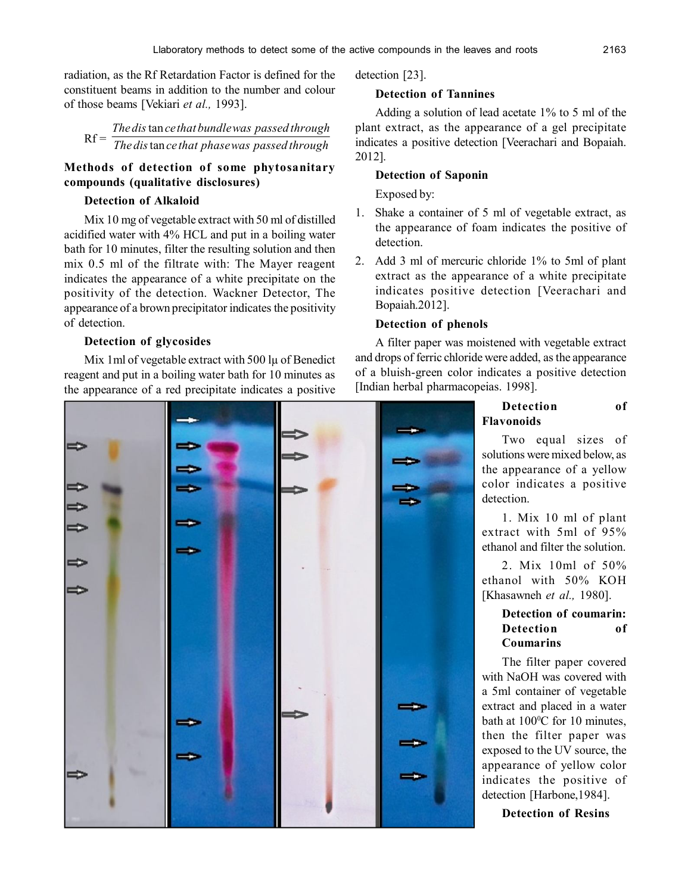radiation, as the Rf Retardation Factor is defined for the constituent beams in addition to the number and colour of those beams [Vekiari *et al.,* 1993].

$$\text{Rf} = \frac{\text{The distance that bundle was passed through}}{\text{The distance that phase was passed through}}$$

### Methods of detection of some phytosanitary compounds (qualitative disclosures)

#### Detection of Alkaloid

Mix 10 mg of vegetable extract with 50 ml of distilled acidified water with 4% HCL and put in a boiling water bath for 10 minutes, filter the resulting solution and then mix 0.5 ml of the filtrate with: The Mayer reagent indicates the appearance of a white precipitate on the positivity of the detection. Wackner Detector, The appearance of a brown precipitator indicates the positivity of detection.

#### Detection of glycosides

Mix 1ml of vegetable extract with 500 lµ of Benedict reagent and put in a boiling water bath for 10 minutes as the appearance of a red precipitate indicates a positive detection [23].

#### Detection of Tannines

Adding a solution of lead acetate 1% to 5 ml of the plant extract, as the appearance of a gel precipitate indicates a positive detection [Veerachari and Bopaiah. 2012].

#### Detection of Saponin

Exposed by:

1. Shake a container of 5 ml of vegetable extract, as the appearance of foam indicates the positive of detection.
2. Add 3 ml of mercuric chloride 1% to 5ml of plant extract as the appearance of a white precipitate indicates positive detection [Veerachari and Bopaiah.2012].

#### Detection of phenols

A filter paper was moistened with vegetable extract and drops of ferric chloride were added, as the appearance of a bluish-green color indicates a positive detection [Indian herbal pharmacopeias. 1998].

#### Detection of Flavonoids

Two equal sizes of solutions were mixed below, as the appearance of a yellow color indicates a positive detection.

1. Mix 10 ml of plant extract with 5ml of 95% ethanol and filter the solution.
2. Mix 10ml of 50% ethanol with 50% KOH [Khasawneh *et al.,* 1980].

#### Detection of coumarin: Detection of Coumarins

The filter paper covered with NaOH was covered with a 5ml container of vegetable extract and placed in a water bath at 100$^0$C for 10 minutes, then the filter paper was exposed to the UV source, the appearance of yellow color indicates the positive of detection [Harbone,1984].

#### Detection of Resins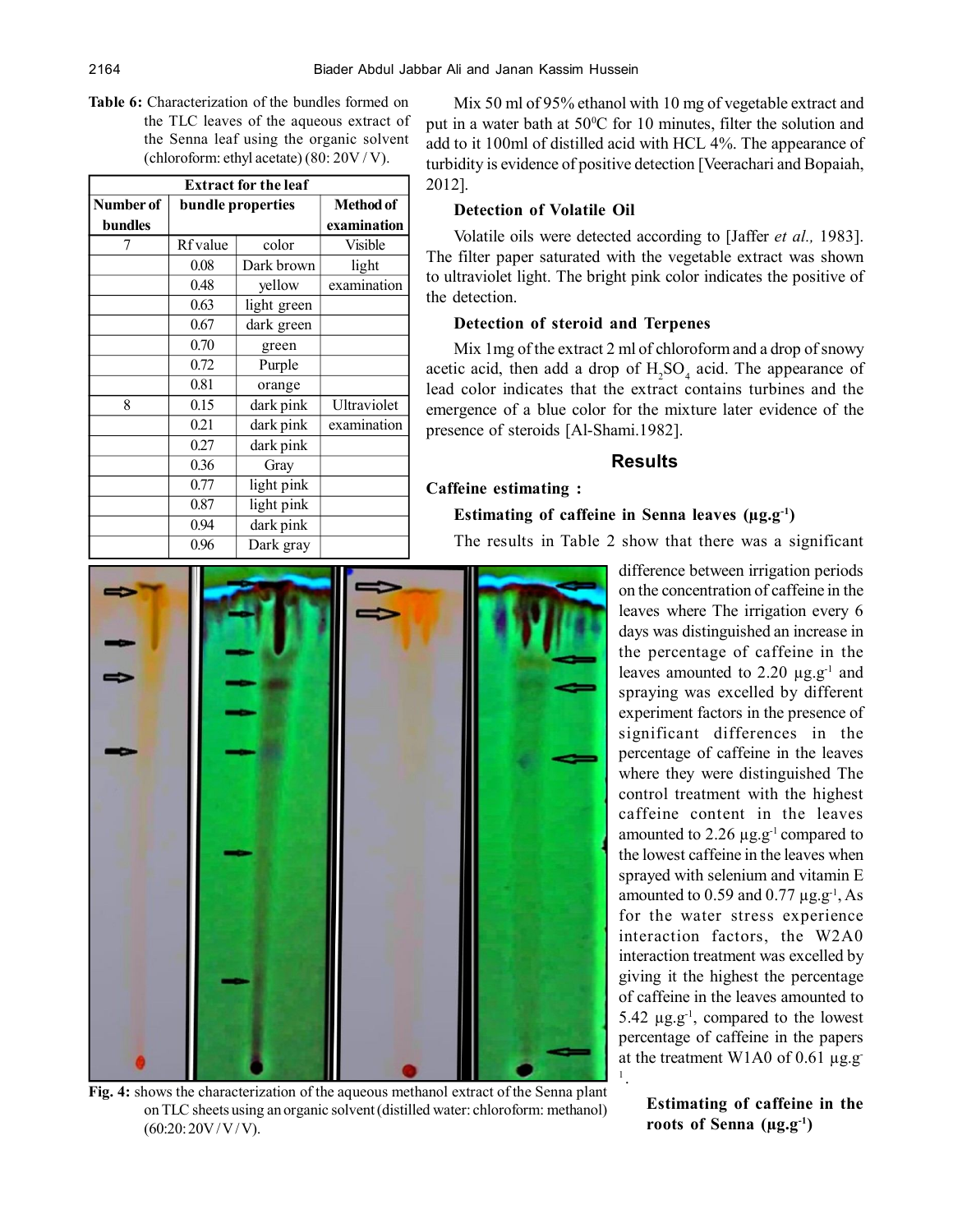**Table 6:** Characterization of the bundles formed on the TLC leaves of the aqueous extract of the Senna leaf using the organic solvent (chloroform: ethyl acetate) (80: 20V / V).

| Extract for the leaf | | | |
|---|---|---|---|
| Number of bundles | bundle properties | | Method of examination |
| 7 | Rf value | color | Visible light examination |
| | 0.08 | Dark brown | |
| | 0.48 | yellow | |
| | 0.63 | light green | |
| | 0.67 | dark green | |
| | 0.70 | green | |
| | 0.72 | Purple | |
| | 0.81 | orange | |
| 8 | 0.15 | dark pink | Ultraviolet examination |
| | 0.21 | dark pink | |
| | 0.27 | dark pink | |
| | 0.36 | Gray | |
| | 0.77 | light pink | |
| | 0.87 | light pink | |
| | 0.94 | dark pink | |
| | 0.96 | Dark gray | |

Mix 50 ml of 95% ethanol with 10 mg of vegetable extract and put in a water bath at 50°C for 10 minutes, filter the solution and add to it 100ml of distilled acid with HCL 4%. The appearance of turbidity is evidence of positive detection [Veerachari and Bopaiah, 2012].

### Detection of Volatile Oil

Volatile oils were detected according to [Jaffer *et al.,* 1983]. The filter paper saturated with the vegetable extract was shown to ultraviolet light. The bright pink color indicates the positive of the detection.

### Detection of steroid and Terpenes

Mix 1mg of the extract 2 ml of chloroform and a drop of snowy acetic acid, then add a drop of $H_2SO_4$ acid. The appearance of lead color indicates that the extract contains turbines and the emergence of a blue color for the mixture later evidence of the presence of steroids [Al-Shami.1982].

## Results

### Caffeine estimating :

#### Estimating of caffeine in Senna leaves ($\mu g.g^{-1}$)

The results in Table 2 show that there was a significant difference between irrigation periods on the concentration of caffeine in the leaves where The irrigation every 6 days was distinguished an increase in the percentage of caffeine in the leaves amounted to 2.20 $\mu g.g^{-1}$ and spraying was excelled by different experiment factors in the presence of significant differences in the percentage of caffeine in the leaves where they were distinguished The control treatment with the highest caffeine content in the leaves amounted to 2.26 $\mu g.g^{-1}$ compared to the lowest caffeine in the leaves when sprayed with selenium and vitamin E amounted to 0.59 and 0.77 $\mu g.g^{-1}$, As for the water stress experience interaction factors, the W2A0 interaction treatment was excelled by giving it the highest the percentage of caffeine in the leaves amounted to 5.42 $\mu g.g^{-1}$, compared to the lowest percentage of caffeine in the papers at the treatment W1A0 of 0.61 $\mu g.g^{-1}$.

**Fig. 4:** shows the characterization of the aqueous methanol extract of the Senna plant on TLC sheets using an organic solvent (distilled water: chloroform: methanol) (60:20: 20V / V / V).

#### Estimating of caffeine in the roots of Senna ($\mu g.g^{-1}$)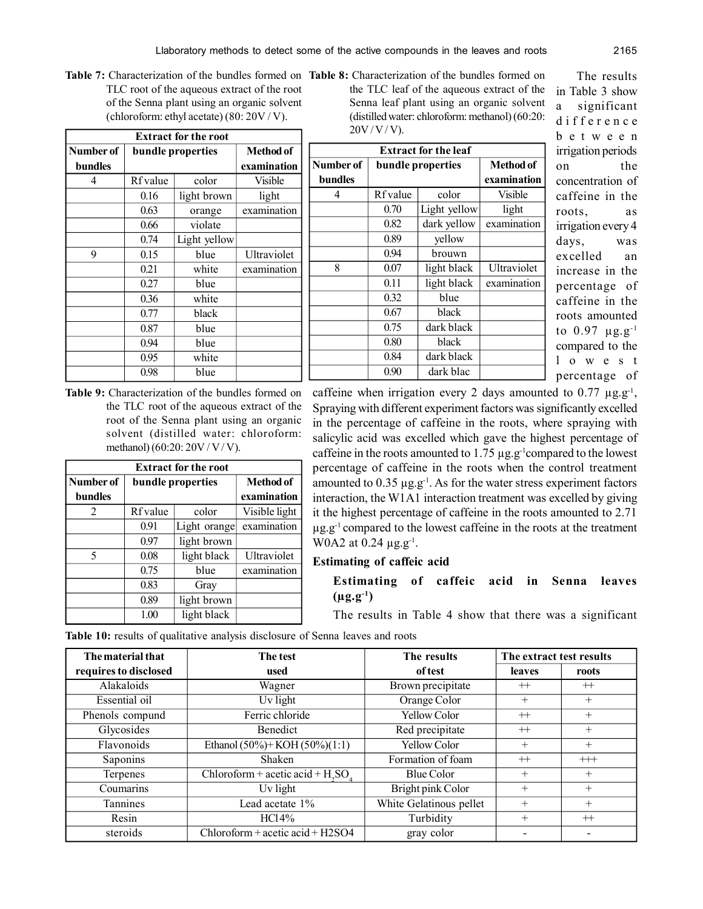**Table 7:** Characterization of the bundles formed on TLC root of the aqueous extract of the root of the Senna plant using an organic solvent (chloroform: ethyl acetate) (80: 20V / V).

| Extract for the root | | | |
|---|---|---|---|
| Number of bundles | bundle properties | | Method of examination |
| 4 | Rf value | color | Visible light examination |
| | 0.16 | light brown | |
| | 0.63 | orange | |
| | 0.66 | violate | |
| | 0.74 | Light yellow | |
| 9 | 0.15 | blue | Ultraviolet examination |
| | 0.21 | white | |
| | 0.27 | blue | |
| | 0.36 | white | |
| | 0.77 | black | |
| | 0.87 | blue | |
| | 0.94 | blue | |
| | 0.95 | white | |
| | 0.98 | blue | |

**Table 8:** Characterization of the bundles formed on the TLC leaf of the aqueous extract of the Senna leaf plant using an organic solvent (distilled water: chloroform: methanol) (60:20: 20V / V / V).

| Extract for the leaf | | | |
|---|---|---|---|
| Number of bundles | bundle properties | | Method of examination |
| 4 | Rf value | color | Visible light examination |
| | 0.70 | Light yellow | |
| | 0.82 | dark yellow | |
| | 0.89 | yellow | |
| | 0.94 | brouwn | |
| 8 | 0.07 | light black | Ultraviolet examination |
| | 0.11 | light black | |
| | 0.32 | blue | |
| | 0.67 | black | |
| | 0.75 | dark black | |
| | 0.80 | black | |
| | 0.84 | dark black | |
| | 0.90 | dark blac | |

**Table 9:** Characterization of the bundles formed on the TLC root of the aqueous extract of the root of the Senna plant using an organic solvent (distilled water: chloroform: methanol) (60:20: 20V / V / V).

| Extract for the root | | | |
|---|---|---|---|
| Number of bundles | bundle properties | | Method of examination |
| 2 | Rf value | color | Visible light examination |
| | 0.91 | Light orange | |
| | 0.97 | light brown | |
| 5 | 0.08 | light black | Ultraviolet examination |
| | 0.75 | blue | |
| | 0.83 | Gray | |
| | 0.89 | light brown | |
| | 1.00 | light black | |

The results in Table 3 show a significant difference between irrigation periods on the concentration of caffeine in the roots, as irrigation every 4 days, was excelled an increase in the percentage of caffeine in the roots amounted to 0.97 $\mu g.g^{-1}$ compared to the lowest percentage of caffeine when irrigation every 2 days amounted to 0.77 $\mu g.g^{-1}$, Spraying with different experiment factors was significantly excelled in the percentage of caffeine in the roots, where spraying with salicylic acid was excelled which gave the highest percentage of caffeine in the roots amounted to 1.75 $\mu g.g^{-1}$compared to the lowest percentage of caffeine in the roots when the control treatment amounted to 0.35 $\mu g.g^{-1}$. As for the water stress experiment factors interaction, the W1A1 interaction treatment was excelled by giving it the highest percentage of caffeine in the roots amounted to 2.71 $\mu g.g^{-1}$ compared to the lowest caffeine in the roots at the treatment W0A2 at 0.24 $\mu g.g^{-1}$.

## Estimating of caffeic acid

### Estimating of caffeic acid in Senna leaves ($\mu g.g^{-1}$)

The results in Table 4 show that there was a significant

**Table 10:** results of qualitative analysis disclosure of Senna leaves and roots

| The material that requires to disclosed | The test used | The results of test | The extract test results | |
|---|---|---|---|---|
| | | | leaves | roots |
| Alakaloids | Wagner | Brown precipitate | ++ | ++ |
| Essential oil | Uv light | Orange Color | + | + |
| Phenols compund | Ferric chloride | Yellow Color | ++ | + |
| Glycosides | Benedict | Red precipitate | ++ | + |
| Flavonoids | Ethanol (50%)+ KOH (50%)(1:1) | Yellow Color | + | + |
| Saponins | Shaken | Formation of foam | ++ | +++ |
| Terpenes | Chloroform + acetic acid + $H_2SO_4$ | Blue Color | + | + |
| Coumarins | Uv light | Bright pink Color | + | + |
| Tannines | Lead acetate 1% | White Gelatinous pellet | + | + |
| Resin | HCl4% | Turbidity | + | ++ |
| steroids | Chloroform + acetic acid + H2SO4 | gray color | - | - |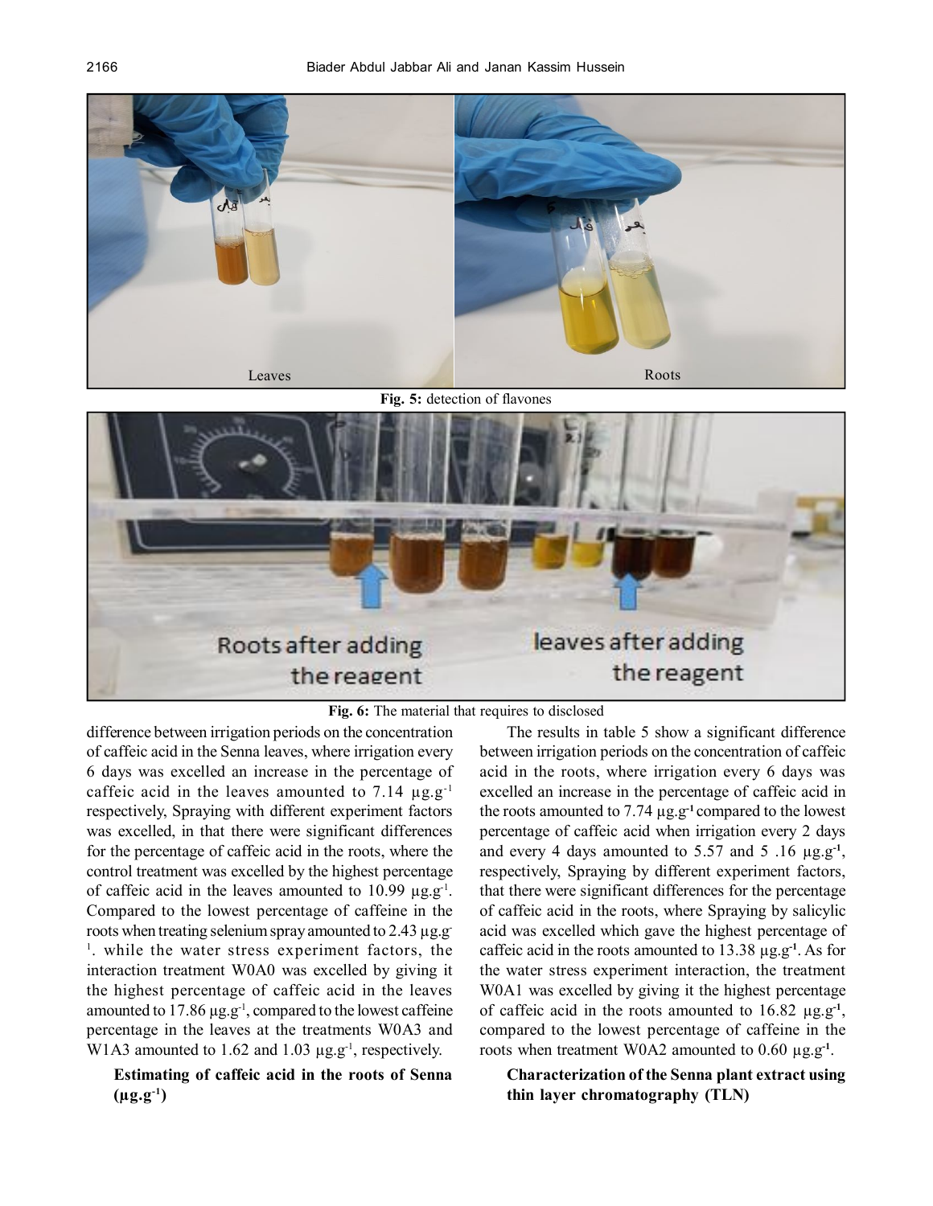Leaves Roots

**Fig. 5:** detection of flavones

Roots after adding the reagent leaves after adding the reagent

**Fig. 6:** The material that requires to disclosed

difference between irrigation periods on the concentration of caffeic acid in the Senna leaves, where irrigation every 6 days was excelled an increase in the percentage of caffeic acid in the leaves amounted to 7.14 $\mu g.g^{-1}$ respectively, Spraying with different experiment factors was excelled, in that there were significant differences for the percentage of caffeic acid in the roots, where the control treatment was excelled by the highest percentage of caffeic acid in the leaves amounted to 10.99 $\mu g.g^{-1}$. Compared to the lowest percentage of caffeine in the roots when treating selenium spray amounted to 2.43 $\mu g.g^{-1}$. while the water stress experiment factors, the interaction treatment W0A0 was excelled by giving it the highest percentage of caffeic acid in the leaves amounted to 17.86 $\mu g.g^{-1}$, compared to the lowest caffeine percentage in the leaves at the treatments W0A3 and W1A3 amounted to 1.62 and 1.03 $\mu g.g^{-1}$, respectively.

**Estimating of caffeic acid in the roots of Senna ($\mu g.g^{-1}$)**

The results in table 5 show a significant difference between irrigation periods on the concentration of caffeic acid in the roots, where irrigation every 6 days was excelled an increase in the percentage of caffeic acid in the roots amounted to 7.74 $\mu g.g^{-1}$ compared to the lowest percentage of caffeic acid when irrigation every 2 days and every 4 days amounted to 5.57 and 5 .16 $\mu g.g^{-1}$, respectively, Spraying by different experiment factors, that there were significant differences for the percentage of caffeic acid in the roots, where Spraying by salicylic acid was excelled which gave the highest percentage of caffeic acid in the roots amounted to 13.38 $\mu g.g^{-1}$. As for the water stress experiment interaction, the treatment W0A1 was excelled by giving it the highest percentage of caffeic acid in the roots amounted to 16.82 $\mu g.g^{-1}$, compared to the lowest percentage of caffeine in the roots when treatment W0A2 amounted to 0.60 $\mu g.g^{-1}$.

**Characterization of the Senna plant extract using thin layer chromatography (TLN)**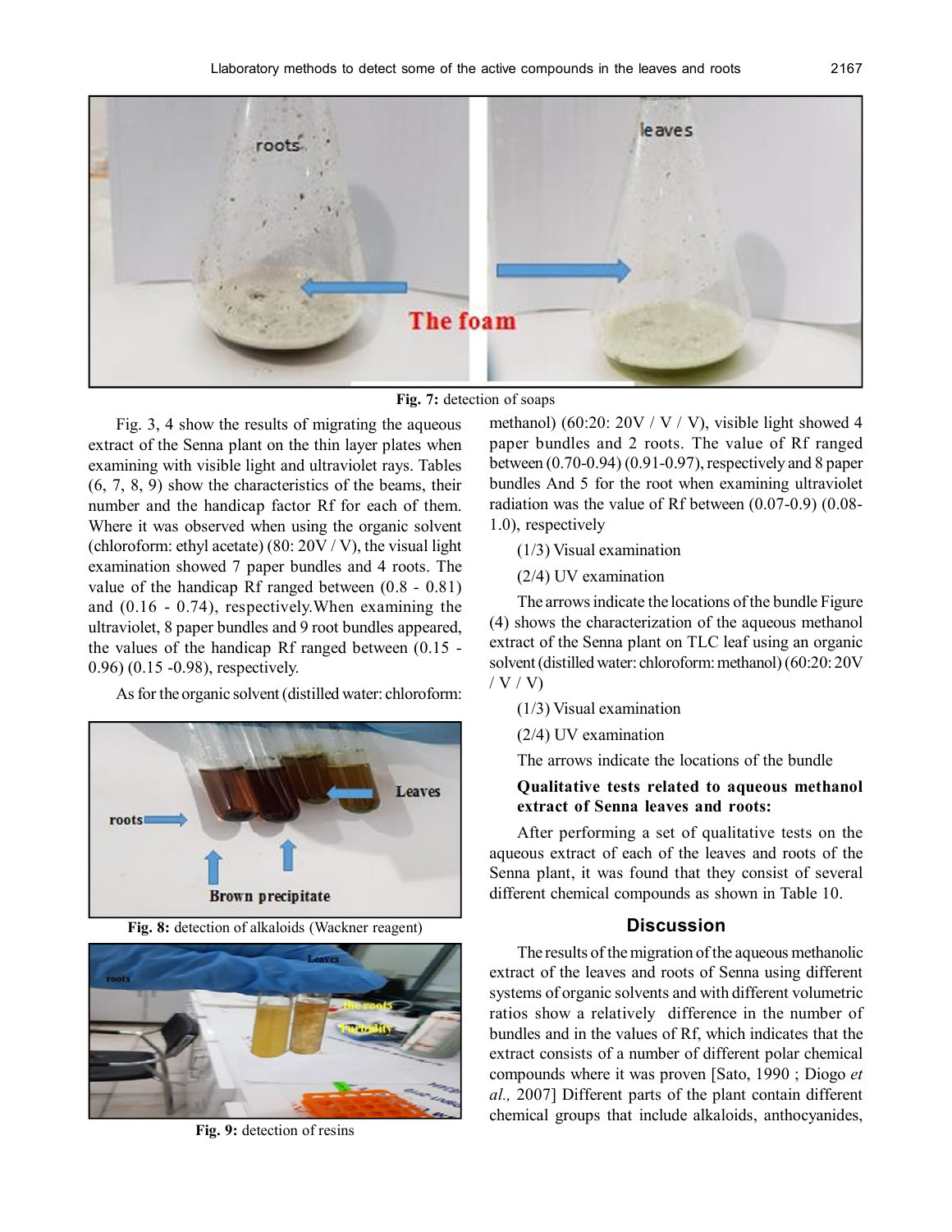**Fig. 7:** detection of soaps

Fig. 3, 4 show the results of migrating the aqueous extract of the Senna plant on the thin layer plates when examining with visible light and ultraviolet rays. Tables (6, 7, 8, 9) show the characteristics of the beams, their number and the handicap factor Rf for each of them. Where it was observed when using the organic solvent (chloroform: ethyl acetate) (80: 20V / V), the visual light examination showed 7 paper bundles and 4 roots. The value of the handicap Rf ranged between (0.8 - 0.81) and (0.16 - 0.74), respectively.When examining the ultraviolet, 8 paper bundles and 9 root bundles appeared, the values of the handicap Rf ranged between (0.15 - 0.96) (0.15 -0.98), respectively.

As for the organic solvent (distilled water: chloroform: methanol) (60:20: 20V / V / V), visible light showed 4 paper bundles and 2 roots. The value of Rf ranged between (0.70-0.94) (0.91-0.97), respectively and 8 paper bundles And 5 for the root when examining ultraviolet radiation was the value of Rf between (0.07-0.9) (0.08-1.0), respectively

**Fig. 8:** detection of alkaloids (Wackner reagent)

**Fig. 9:** detection of resins

(1/3) Visual examination

(2/4) UV examination

The arrows indicate the locations of the bundle Figure (4) shows the characterization of the aqueous methanol extract of the Senna plant on TLC leaf using an organic solvent (distilled water: chloroform: methanol) (60:20: 20V / V / V)

(1/3) Visual examination

(2/4) UV examination

The arrows indicate the locations of the bundle

**Qualitative tests related to aqueous methanol extract of Senna leaves and roots:**

After performing a set of qualitative tests on the aqueous extract of each of the leaves and roots of the Senna plant, it was found that they consist of several different chemical compounds as shown in Table 10.

## Discussion

The results of the migration of the aqueous methanolic extract of the leaves and roots of Senna using different systems of organic solvents and with different volumetric ratios show a relatively difference in the number of bundles and in the values of Rf, which indicates that the extract consists of a number of different polar chemical compounds where it was proven [Sato, 1990 ; Diogo *et al.,* 2007] Different parts of the plant contain different chemical groups that include alkaloids, anthocyanides,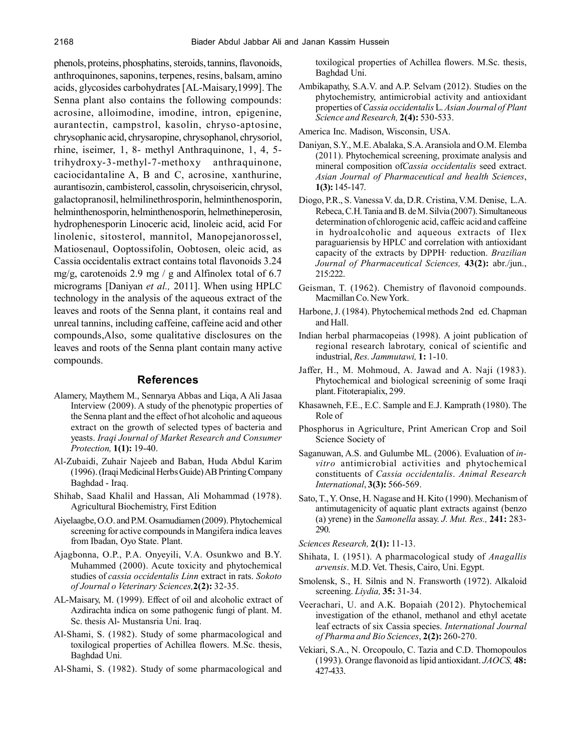phenols, proteins, phosphatins, steroids, tannins, flavonoids, anthroquinones, saponins, terpenes, resins, balsam, amino acids, glycosides carbohydrates [AL-Maisary,1999]. The Senna plant also contains the following compounds: acrosine, alloimodine, imodine, intron, epigenine, aurantectin, campstrol, kasolin, chryso-aptosine, chrysophanic acid, chrysaropine, chrysophanol, chrysoriol, rhine, iseimer, 1, 8- methyl Anthraquinone, 1, 4, 5-trihydroxy-3-methyl-7-methoxy anthraquinone, caciocidantaline A, B and C, acrosine, xanthurine, aurantisozin, cambisterol, cassolin, chrysoisericin, chrysol, galactopranosil, helmilinethrosporin, helminthenosporin, helminthenosporin, helminthenosporin, helmethineperosin, hydrophenesporin Linoceric acid, linoleic acid, acid For linolenic, sitosterol, mannitol, Manopejanorossel, Matiosenaul, Ooptossifolin, Oobtosen, oleic acid, as Cassia occidentalis extract contains total flavonoids 3.24 mg/g, carotenoids 2.9 mg / g and Alfinolex total of 6.7 micrograms [Daniyan *et al.,* 2011]. When using HPLC technology in the analysis of the aqueous extract of the leaves and roots of the Senna plant, it contains real and unreal tannins, including caffeine, caffeine acid and other compounds,Also, some qualitative disclosures on the leaves and roots of the Senna plant contain many active compounds.

## References

Alamery, Maythem M., Sennarya Abbas and Liqa, A Ali Jasaa Interview (2009). A study of the phenotypic properties of the Senna plant and the effect of hot alcoholic and aqueous extract on the growth of selected types of bacteria and yeasts. *Iraqi Journal of Market Research and Consumer Protection,* **1(1):** 19-40.

Al-Zubaidi, Zuhair Najeeb and Baban, Huda Abdul Karim (1996). (Iraqi Medicinal Herbs Guide) AB Printing Company Baghdad - Iraq.

Shihab, Saad Khalil and Hassan, Ali Mohammad (1978). Agricultural Biochemistry, First Edition

Aiyelaagbe, O.O. and P.M. Osamudiamen (2009). Phytochemical screening for active compounds in Mangifera indica leaves from Ibadan, Oyo State. Plant.

Ajagbonna, O.P., P.A. Onyeyili, V.A. Osunkwo and B.Y. Muhammed (2000). Acute toxicity and phytochemical studies of *cassia occidentalis Linn* extract in rats. *Sokoto of Journal o Veterinary Sciences,* **2(2):** 32-35.

AL-Maisary, M. (1999). Effect of oil and alcoholic extract of Azdirachta indica on some pathogenic fungi of plant. M. Sc. thesis Al- Mustansria Uni. Iraq.

Al-Shami, S. (1982). Study of some pharmacological and toxilogical properties of Achillea flowers. M.Sc. thesis, Baghdad Uni.

Al-Shami, S. (1982). Study of some pharmacological and toxilogical properties of Achillea flowers. M.Sc. thesis, Baghdad Uni.

Ambikapathy, S.A.V. and A.P. Selvam (2012). Studies on the phytochemistry, antimicrobial activity and antioxidant properties of *Cassia occidentalis* L. *Asian Journal of Plant Science and Research,* **2(4):** 530-533.

America Inc. Madison, Wisconsin, USA.

Daniyan, S.Y., M.E. Abalaka, S.A. Aransiola and O.M. Elemba (2011). Phytochemical screening, proximate analysis and mineral composition of*Cassia occidentalis* seed extract. *Asian Journal of Pharmaceutical and health Sciences*, **1(3):** 145-147.

Diogo, P.R., S. Vanessa V. da, D.R. Cristina, V.M. Denise, L.A. Rebeca, C.H. Tania and B. de M. Silvia (2007). Simultaneous determination of chlorogenic acid, caffeic acid and caffeine in hydroalcoholic and aqueous extracts of Ilex paraguariensis by HPLC and correlation with antioxidant capacity of the extracts by DPPH· reduction. *Brazilian Journal of Pharmaceutical Sciences,* **43(2):** abr./jun., 215:222.

Geisman, T. (1962). Chemistry of flavonoid compounds. Macmillan Co. New York.

Harbone, J. (1984). Phytochemical methods 2nd ed. Chapman and Hall.

Indian herbal pharmacopeias (1998). A joint publication of regional research labrotary, conical of scientific and industrial, *Res. Jammutawi,* **1:** 1-10.

Jaffer, H., M. Mohmoud, A. Jawad and A. Naji (1983). Phytochemical and biological screeninig of some Iraqi plant. Fitoterapialix, 299.

Khasawneh, F.E., E.C. Sample and E.J. Kamprath (1980). The Role of

Phosphorus in Agriculture, Print American Crop and Soil Science Society of

Saganuwan, A.S. and Gulumbe ML. (2006). Evaluation of *in-vitro* antimicrobial activities and phytochemical constituents of *Cassia occidentalis*. *Animal Research International*, **3(3):** 566-569.

Sato, T., Y. Onse, H. Nagase and H. Kito (1990). Mechanism of antimutagenicity of aquatic plant extracts against (benzo (a) yrene) in the *Samonella* assay. *J. Mut. Res.,* **241:** 283-290.

*Sciences Research,* **2(1):** 11-13.

Shihata, I. (1951). A pharmacological study of *Anagallis arvensis*. M.D. Vet. Thesis, Cairo, Uni. Egypt.

Smolensk, S., H. Silnis and N. Fransworth (1972). Alkaloid screening. *Liydia,* **35:** 31-34.

Veerachari, U. and A.K. Bopaiah (2012). Phytochemical investigation of the ethanol, methanol and ethyl acetate leaf ectracts of six Cassia species. *International Journal of Pharma and Bio Sciences*, **2(2):** 260-270.

Vekiari, S.A., N. Orcopoulo, C. Tazia and C.D. Thomopoulos (1993). Orange flavonoid as lipid antioxidant. *JAOCS,* **48:** 427-433.